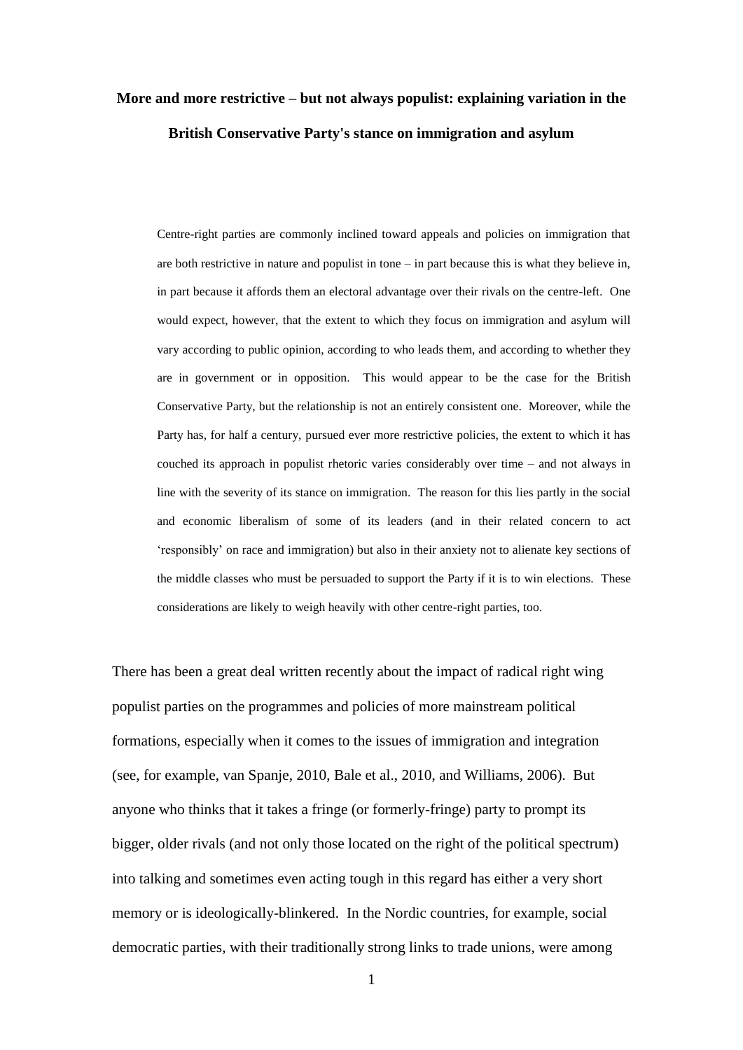# More and more restrictive – but not always populist: explaining variation in the British Conservative Party's stance on immigration and asylum

> Centre-right parties are commonly inclined toward appeals and policies on immigration that are both restrictive in nature and populist in tone – in part because this is what they believe in, in part because it affords them an electoral advantage over their rivals on the centre-left. One would expect, however, that the extent to which they focus on immigration and asylum will vary according to public opinion, according to who leads them, and according to whether they are in government or in opposition. This would appear to be the case for the British Conservative Party, but the relationship is not an entirely consistent one. Moreover, while the Party has, for half a century, pursued ever more restrictive policies, the extent to which it has couched its approach in populist rhetoric varies considerably over time – and not always in line with the severity of its stance on immigration. The reason for this lies partly in the social and economic liberalism of some of its leaders (and in their related concern to act 'responsibly' on race and immigration) but also in their anxiety not to alienate key sections of the middle classes who must be persuaded to support the Party if it is to win elections. These considerations are likely to weigh heavily with other centre-right parties, too.

There has been a great deal written recently about the impact of radical right wing populist parties on the programmes and policies of more mainstream political formations, especially when it comes to the issues of immigration and integration (see, for example, van Spanje, 2010, Bale et al., 2010, and Williams, 2006). But anyone who thinks that it takes a fringe (or formerly-fringe) party to prompt its bigger, older rivals (and not only those located on the right of the political spectrum) into talking and sometimes even acting tough in this regard has either a very short memory or is ideologically-blinkered. In the Nordic countries, for example, social democratic parties, with their traditionally strong links to trade unions, were among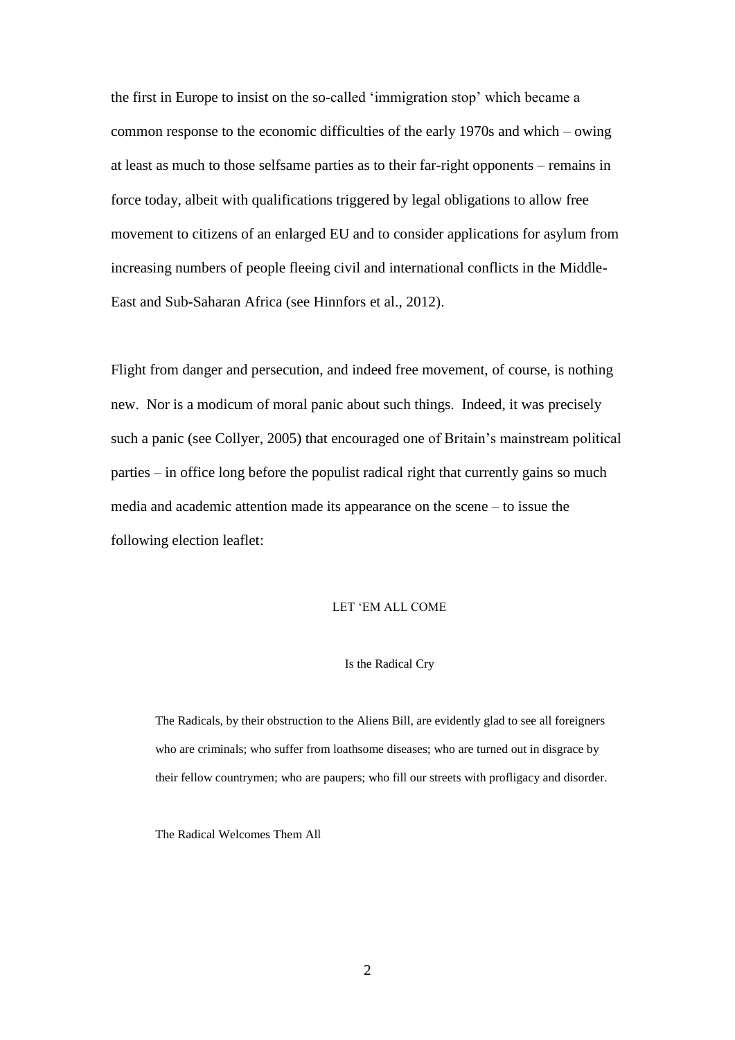the first in Europe to insist on the so-called 'immigration stop' which became a common response to the economic difficulties of the early 1970s and which – owing at least as much to those selfsame parties as to their far-right opponents – remains in force today, albeit with qualifications triggered by legal obligations to allow free movement to citizens of an enlarged EU and to consider applications for asylum from increasing numbers of people fleeing civil and international conflicts in the Middle-East and Sub-Saharan Africa (see Hinnfors et al., 2012).

Flight from danger and persecution, and indeed free movement, of course, is nothing new. Nor is a modicum of moral panic about such things. Indeed, it was precisely such a panic (see Collyer, 2005) that encouraged one of Britain's mainstream political parties – in office long before the populist radical right that currently gains so much media and academic attention made its appearance on the scene – to issue the following election leaflet:

> LET 'EM ALL COME
>
> Is the Radical Cry
>
> The Radicals, by their obstruction to the Aliens Bill, are evidently glad to see all foreigners who are criminals; who suffer from loathsome diseases; who are turned out in disgrace by their fellow countrymen; who are paupers; who fill our streets with profligacy and disorder.
>
> The Radical Welcomes Them All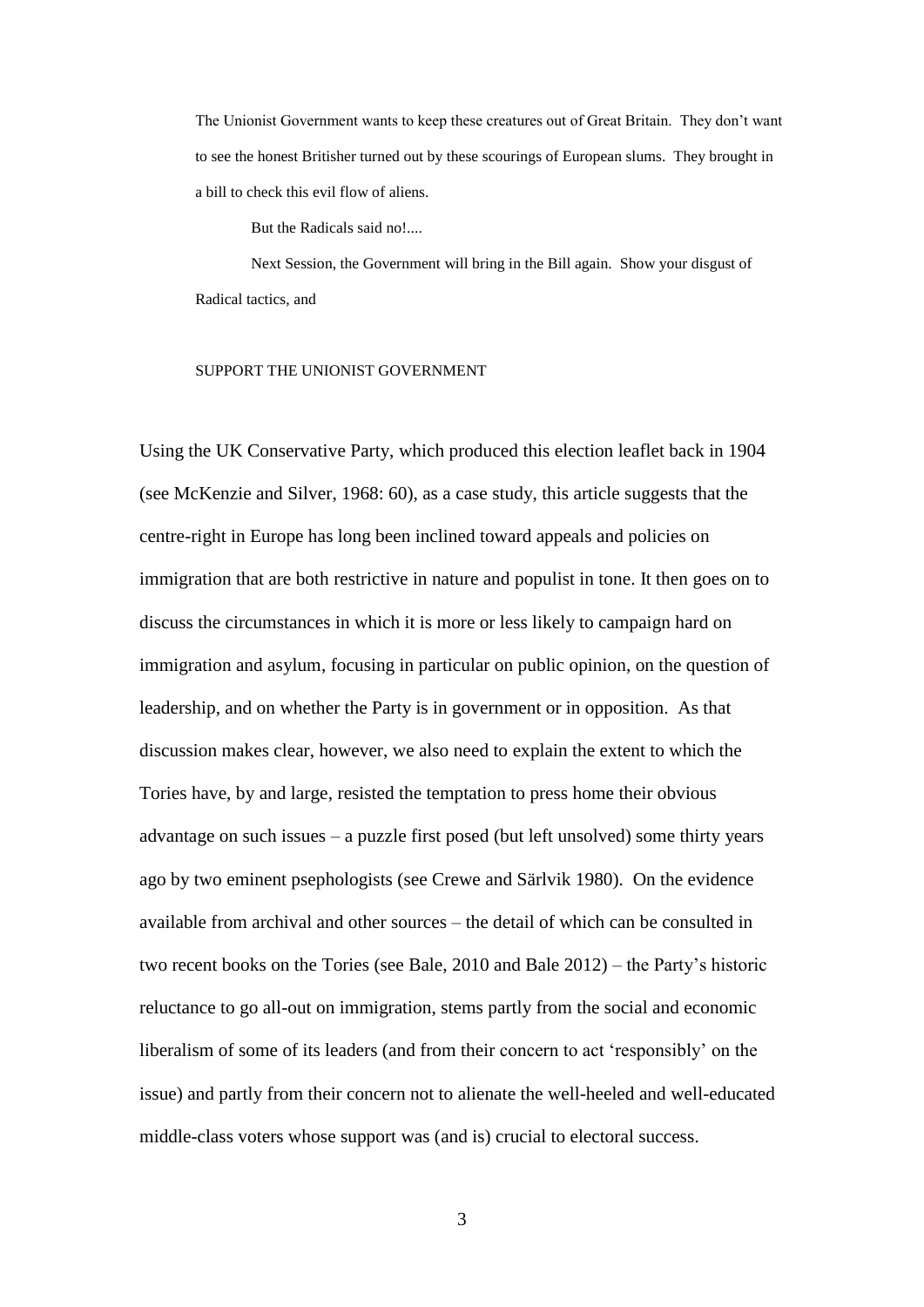> The Unionist Government wants to keep these creatures out of Great Britain. They don't want to see the honest Britisher turned out by these scourings of European slums. They brought in a bill to check this evil flow of aliens.
>
> But the Radicals said no!....
>
> Next Session, the Government will bring in the Bill again. Show your disgust of Radical tactics, and
>
> SUPPORT THE UNIONIST GOVERNMENT

Using the UK Conservative Party, which produced this election leaflet back in 1904 (see McKenzie and Silver, 1968: 60), as a case study, this article suggests that the centre-right in Europe has long been inclined toward appeals and policies on immigration that are both restrictive in nature and populist in tone. It then goes on to discuss the circumstances in which it is more or less likely to campaign hard on immigration and asylum, focusing in particular on public opinion, on the question of leadership, and on whether the Party is in government or in opposition. As that discussion makes clear, however, we also need to explain the extent to which the Tories have, by and large, resisted the temptation to press home their obvious advantage on such issues – a puzzle first posed (but left unsolved) some thirty years ago by two eminent psephologists (see Crewe and Särlvik 1980). On the evidence available from archival and other sources – the detail of which can be consulted in two recent books on the Tories (see Bale, 2010 and Bale 2012) – the Party's historic reluctance to go all-out on immigration, stems partly from the social and economic liberalism of some of its leaders (and from their concern to act 'responsibly' on the issue) and partly from their concern not to alienate the well-heeled and well-educated middle-class voters whose support was (and is) crucial to electoral success.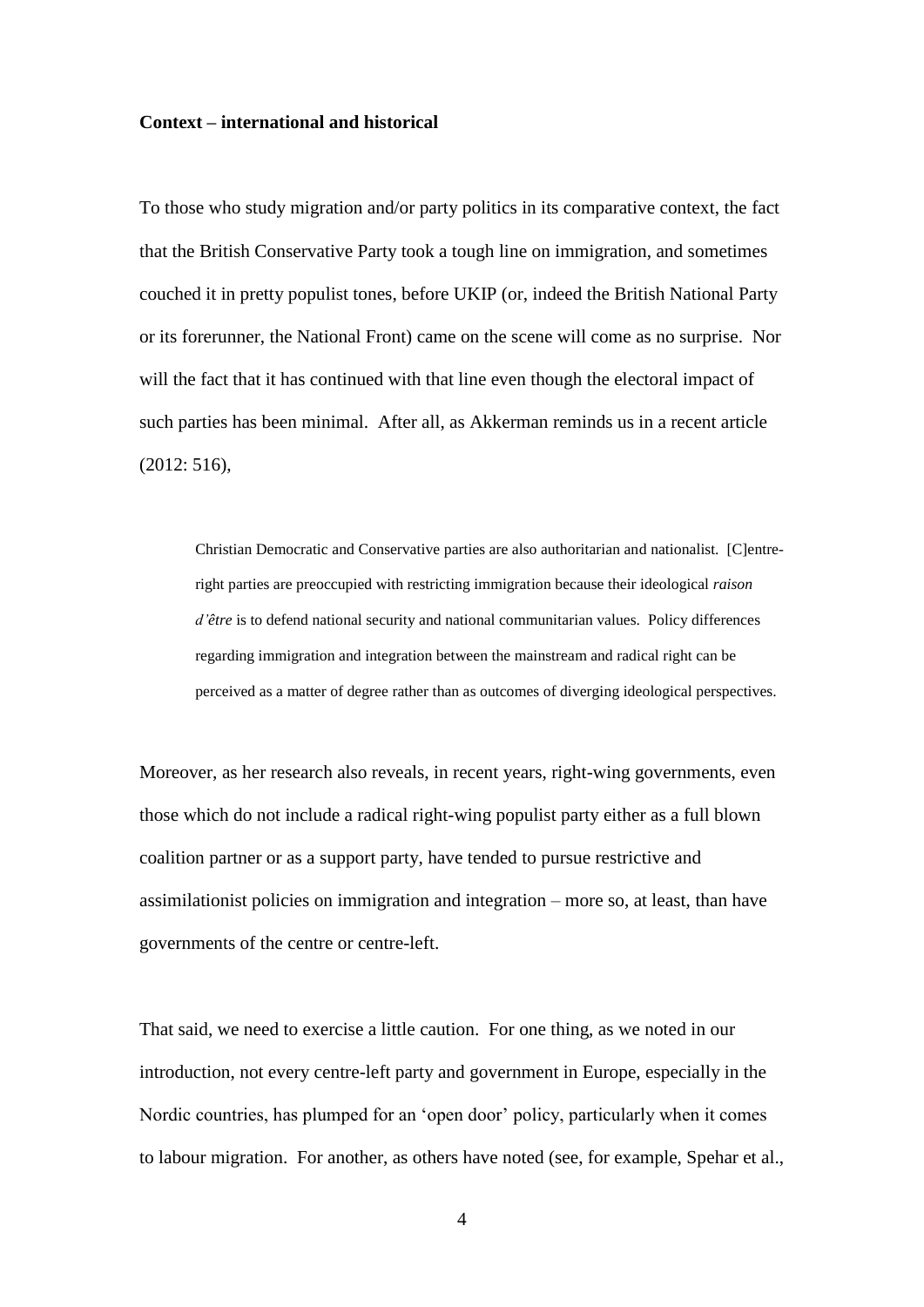**Context – international and historical**

To those who study migration and/or party politics in its comparative context, the fact that the British Conservative Party took a tough line on immigration, and sometimes couched it in pretty populist tones, before UKIP (or, indeed the British National Party or its forerunner, the National Front) came on the scene will come as no surprise. Nor will the fact that it has continued with that line even though the electoral impact of such parties has been minimal. After all, as Akkerman reminds us in a recent article (2012: 516),

> Christian Democratic and Conservative parties are also authoritarian and nationalist. [C]entre-right parties are preoccupied with restricting immigration because their ideological *raison d'être* is to defend national security and national communitarian values. Policy differences regarding immigration and integration between the mainstream and radical right can be perceived as a matter of degree rather than as outcomes of diverging ideological perspectives.

Moreover, as her research also reveals, in recent years, right-wing governments, even those which do not include a radical right-wing populist party either as a full blown coalition partner or as a support party, have tended to pursue restrictive and assimilationist policies on immigration and integration – more so, at least, than have governments of the centre or centre-left.

That said, we need to exercise a little caution. For one thing, as we noted in our introduction, not every centre-left party and government in Europe, especially in the Nordic countries, has plumped for an 'open door' policy, particularly when it comes to labour migration. For another, as others have noted (see, for example, Spehar et al.,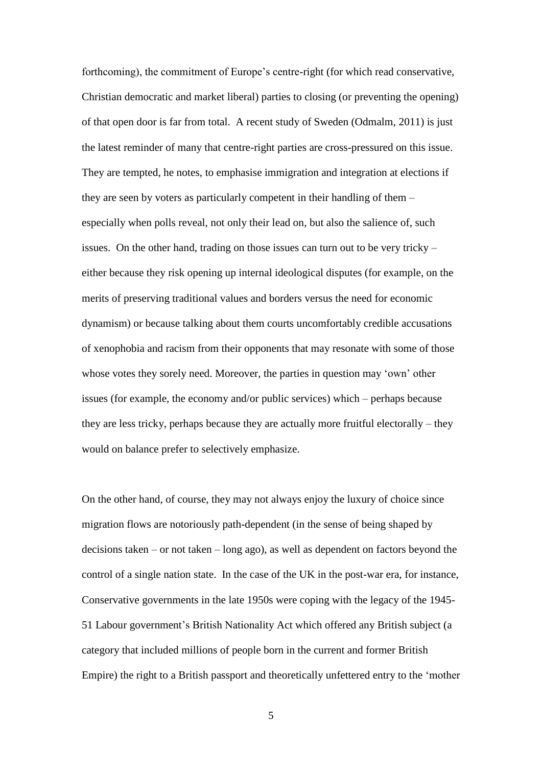forthcoming), the commitment of Europe's centre-right (for which read conservative, Christian democratic and market liberal) parties to closing (or preventing the opening) of that open door is far from total. A recent study of Sweden (Odmalm, 2011) is just the latest reminder of many that centre-right parties are cross-pressured on this issue. They are tempted, he notes, to emphasise immigration and integration at elections if they are seen by voters as particularly competent in their handling of them – especially when polls reveal, not only their lead on, but also the salience of, such issues. On the other hand, trading on those issues can turn out to be very tricky – either because they risk opening up internal ideological disputes (for example, on the merits of preserving traditional values and borders versus the need for economic dynamism) or because talking about them courts uncomfortably credible accusations of xenophobia and racism from their opponents that may resonate with some of those whose votes they sorely need. Moreover, the parties in question may 'own' other issues (for example, the economy and/or public services) which – perhaps because they are less tricky, perhaps because they are actually more fruitful electorally – they would on balance prefer to selectively emphasize.

On the other hand, of course, they may not always enjoy the luxury of choice since migration flows are notoriously path-dependent (in the sense of being shaped by decisions taken – or not taken – long ago), as well as dependent on factors beyond the control of a single nation state. In the case of the UK in the post-war era, for instance, Conservative governments in the late 1950s were coping with the legacy of the 1945-51 Labour government's British Nationality Act which offered any British subject (a category that included millions of people born in the current and former British Empire) the right to a British passport and theoretically unfettered entry to the 'mother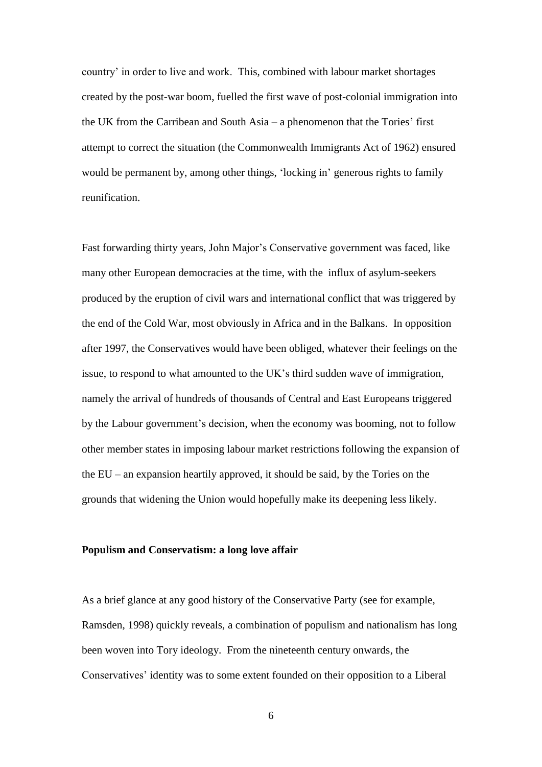country' in order to live and work. This, combined with labour market shortages created by the post-war boom, fuelled the first wave of post-colonial immigration into the UK from the Carribean and South Asia – a phenomenon that the Tories' first attempt to correct the situation (the Commonwealth Immigrants Act of 1962) ensured would be permanent by, among other things, 'locking in' generous rights to family reunification.

Fast forwarding thirty years, John Major's Conservative government was faced, like many other European democracies at the time, with the influx of asylum-seekers produced by the eruption of civil wars and international conflict that was triggered by the end of the Cold War, most obviously in Africa and in the Balkans. In opposition after 1997, the Conservatives would have been obliged, whatever their feelings on the issue, to respond to what amounted to the UK's third sudden wave of immigration, namely the arrival of hundreds of thousands of Central and East Europeans triggered by the Labour government's decision, when the economy was booming, not to follow other member states in imposing labour market restrictions following the expansion of the EU – an expansion heartily approved, it should be said, by the Tories on the grounds that widening the Union would hopefully make its deepening less likely.

**Populism and Conservatism: a long love affair**

As a brief glance at any good history of the Conservative Party (see for example, Ramsden, 1998) quickly reveals, a combination of populism and nationalism has long been woven into Tory ideology. From the nineteenth century onwards, the Conservatives' identity was to some extent founded on their opposition to a Liberal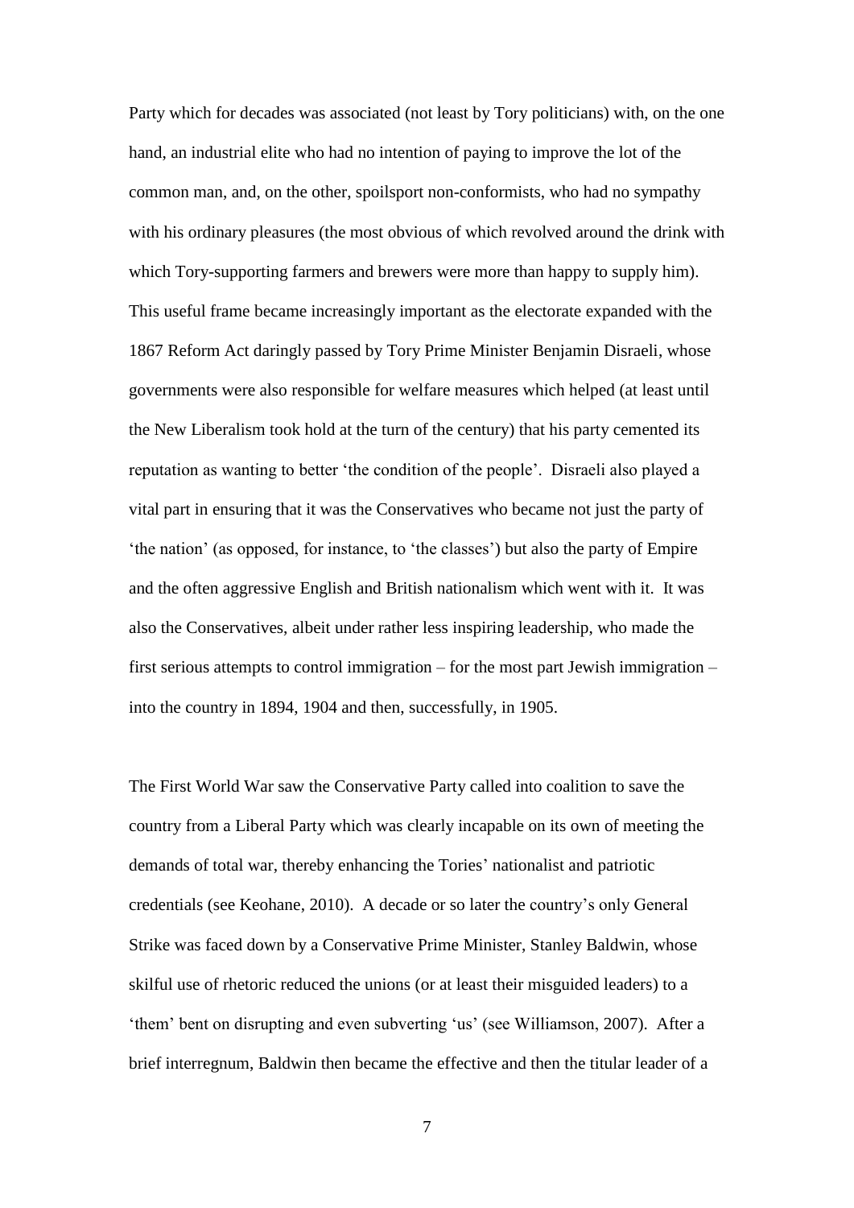Party which for decades was associated (not least by Tory politicians) with, on the one hand, an industrial elite who had no intention of paying to improve the lot of the common man, and, on the other, spoilsport non-conformists, who had no sympathy with his ordinary pleasures (the most obvious of which revolved around the drink with which Tory-supporting farmers and brewers were more than happy to supply him). This useful frame became increasingly important as the electorate expanded with the 1867 Reform Act daringly passed by Tory Prime Minister Benjamin Disraeli, whose governments were also responsible for welfare measures which helped (at least until the New Liberalism took hold at the turn of the century) that his party cemented its reputation as wanting to better 'the condition of the people'. Disraeli also played a vital part in ensuring that it was the Conservatives who became not just the party of 'the nation' (as opposed, for instance, to 'the classes') but also the party of Empire and the often aggressive English and British nationalism which went with it. It was also the Conservatives, albeit under rather less inspiring leadership, who made the first serious attempts to control immigration – for the most part Jewish immigration – into the country in 1894, 1904 and then, successfully, in 1905.

The First World War saw the Conservative Party called into coalition to save the country from a Liberal Party which was clearly incapable on its own of meeting the demands of total war, thereby enhancing the Tories' nationalist and patriotic credentials (see Keohane, 2010). A decade or so later the country's only General Strike was faced down by a Conservative Prime Minister, Stanley Baldwin, whose skilful use of rhetoric reduced the unions (or at least their misguided leaders) to a 'them' bent on disrupting and even subverting 'us' (see Williamson, 2007). After a brief interregnum, Baldwin then became the effective and then the titular leader of a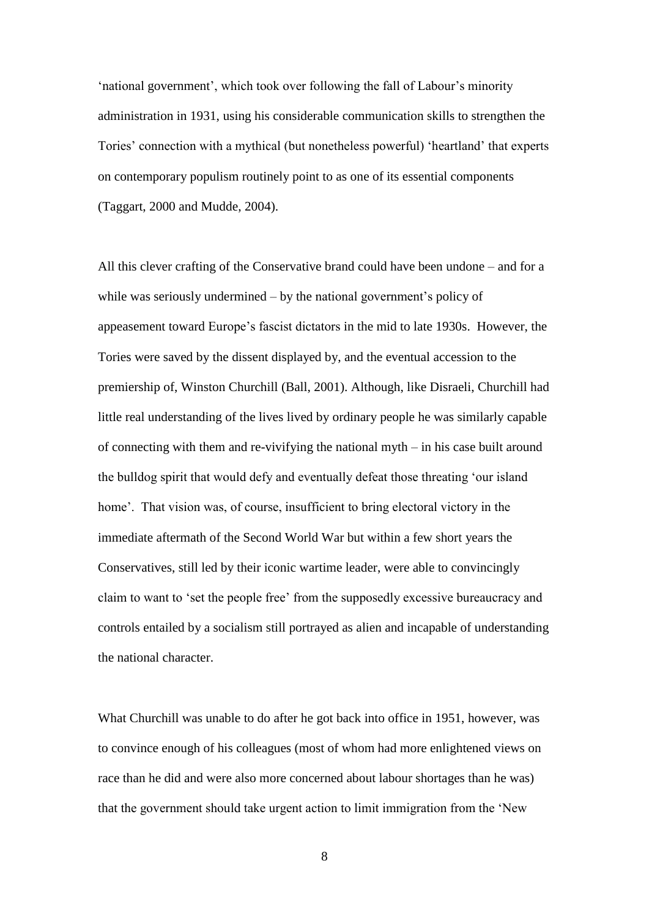'national government', which took over following the fall of Labour's minority administration in 1931, using his considerable communication skills to strengthen the Tories' connection with a mythical (but nonetheless powerful) 'heartland' that experts on contemporary populism routinely point to as one of its essential components (Taggart, 2000 and Mudde, 2004).

All this clever crafting of the Conservative brand could have been undone – and for a while was seriously undermined – by the national government's policy of appeasement toward Europe's fascist dictators in the mid to late 1930s. However, the Tories were saved by the dissent displayed by, and the eventual accession to the premiership of, Winston Churchill (Ball, 2001). Although, like Disraeli, Churchill had little real understanding of the lives lived by ordinary people he was similarly capable of connecting with them and re-vivifying the national myth – in his case built around the bulldog spirit that would defy and eventually defeat those threating 'our island home'. That vision was, of course, insufficient to bring electoral victory in the immediate aftermath of the Second World War but within a few short years the Conservatives, still led by their iconic wartime leader, were able to convincingly claim to want to 'set the people free' from the supposedly excessive bureaucracy and controls entailed by a socialism still portrayed as alien and incapable of understanding the national character.

What Churchill was unable to do after he got back into office in 1951, however, was to convince enough of his colleagues (most of whom had more enlightened views on race than he did and were also more concerned about labour shortages than he was) that the government should take urgent action to limit immigration from the 'New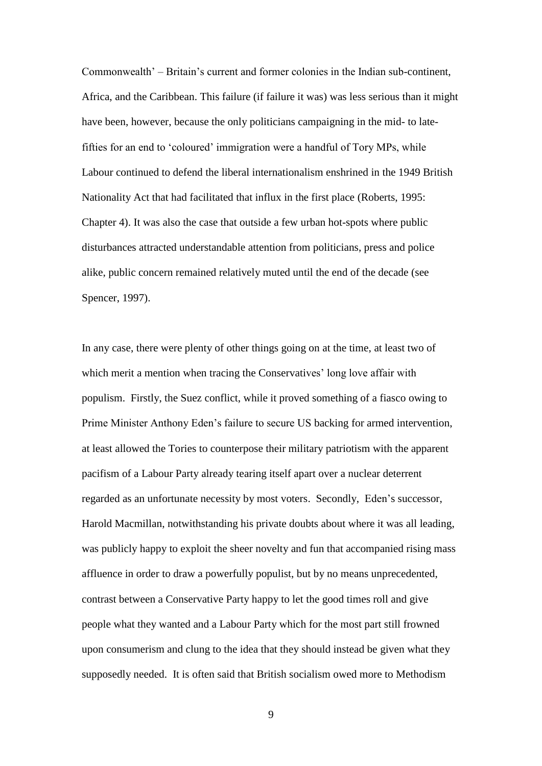Commonwealth' – Britain's current and former colonies in the Indian sub-continent, Africa, and the Caribbean. This failure (if failure it was) was less serious than it might have been, however, because the only politicians campaigning in the mid- to late-fifties for an end to 'coloured' immigration were a handful of Tory MPs, while Labour continued to defend the liberal internationalism enshrined in the 1949 British Nationality Act that had facilitated that influx in the first place (Roberts, 1995: Chapter 4). It was also the case that outside a few urban hot-spots where public disturbances attracted understandable attention from politicians, press and police alike, public concern remained relatively muted until the end of the decade (see Spencer, 1997).

In any case, there were plenty of other things going on at the time, at least two of which merit a mention when tracing the Conservatives' long love affair with populism. Firstly, the Suez conflict, while it proved something of a fiasco owing to Prime Minister Anthony Eden's failure to secure US backing for armed intervention, at least allowed the Tories to counterpose their military patriotism with the apparent pacifism of a Labour Party already tearing itself apart over a nuclear deterrent regarded as an unfortunate necessity by most voters. Secondly, Eden's successor, Harold Macmillan, notwithstanding his private doubts about where it was all leading, was publicly happy to exploit the sheer novelty and fun that accompanied rising mass affluence in order to draw a powerfully populist, but by no means unprecedented, contrast between a Conservative Party happy to let the good times roll and give people what they wanted and a Labour Party which for the most part still frowned upon consumerism and clung to the idea that they should instead be given what they supposedly needed. It is often said that British socialism owed more to Methodism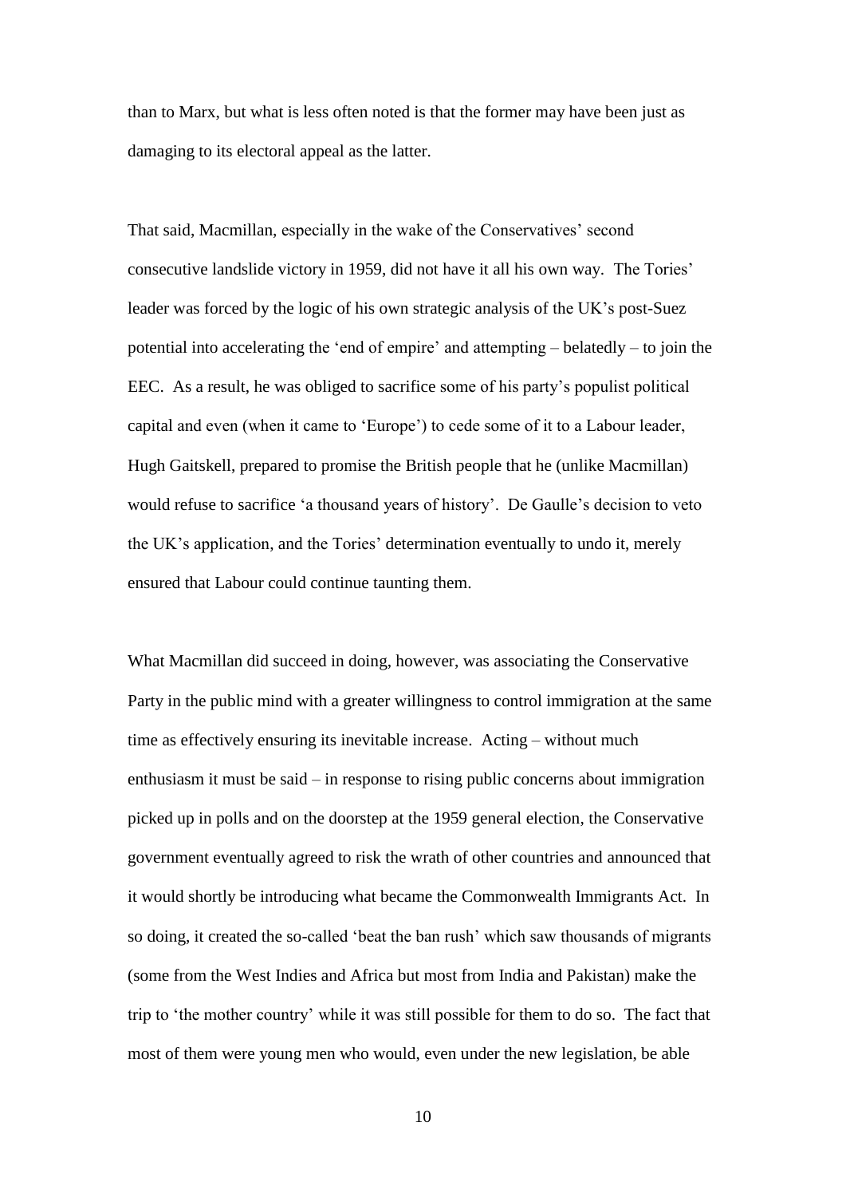than to Marx, but what is less often noted is that the former may have been just as damaging to its electoral appeal as the latter.

That said, Macmillan, especially in the wake of the Conservatives' second consecutive landslide victory in 1959, did not have it all his own way. The Tories' leader was forced by the logic of his own strategic analysis of the UK's post-Suez potential into accelerating the 'end of empire' and attempting – belatedly – to join the EEC. As a result, he was obliged to sacrifice some of his party's populist political capital and even (when it came to 'Europe') to cede some of it to a Labour leader, Hugh Gaitskell, prepared to promise the British people that he (unlike Macmillan) would refuse to sacrifice 'a thousand years of history'. De Gaulle's decision to veto the UK's application, and the Tories' determination eventually to undo it, merely ensured that Labour could continue taunting them.

What Macmillan did succeed in doing, however, was associating the Conservative Party in the public mind with a greater willingness to control immigration at the same time as effectively ensuring its inevitable increase. Acting – without much enthusiasm it must be said – in response to rising public concerns about immigration picked up in polls and on the doorstep at the 1959 general election, the Conservative government eventually agreed to risk the wrath of other countries and announced that it would shortly be introducing what became the Commonwealth Immigrants Act. In so doing, it created the so-called 'beat the ban rush' which saw thousands of migrants (some from the West Indies and Africa but most from India and Pakistan) make the trip to 'the mother country' while it was still possible for them to do so. The fact that most of them were young men who would, even under the new legislation, be able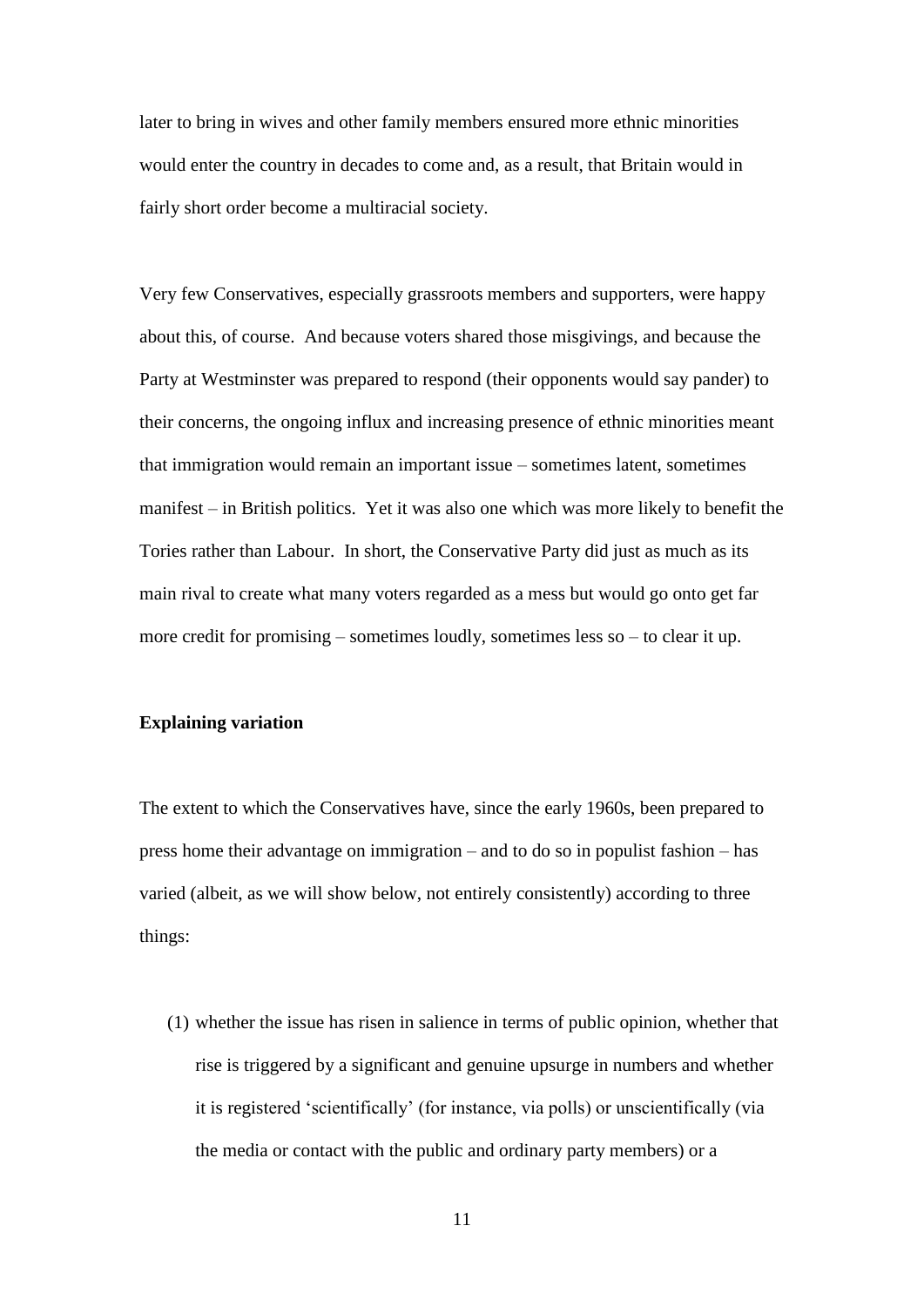later to bring in wives and other family members ensured more ethnic minorities would enter the country in decades to come and, as a result, that Britain would in fairly short order become a multiracial society.

Very few Conservatives, especially grassroots members and supporters, were happy about this, of course. And because voters shared those misgivings, and because the Party at Westminster was prepared to respond (their opponents would say pander) to their concerns, the ongoing influx and increasing presence of ethnic minorities meant that immigration would remain an important issue – sometimes latent, sometimes manifest – in British politics. Yet it was also one which was more likely to benefit the Tories rather than Labour. In short, the Conservative Party did just as much as its main rival to create what many voters regarded as a mess but would go onto get far more credit for promising – sometimes loudly, sometimes less so – to clear it up.

**Explaining variation**

The extent to which the Conservatives have, since the early 1960s, been prepared to press home their advantage on immigration – and to do so in populist fashion – has varied (albeit, as we will show below, not entirely consistently) according to three things:

(1) whether the issue has risen in salience in terms of public opinion, whether that rise is triggered by a significant and genuine upsurge in numbers and whether it is registered 'scientifically' (for instance, via polls) or unscientifically (via the media or contact with the public and ordinary party members) or a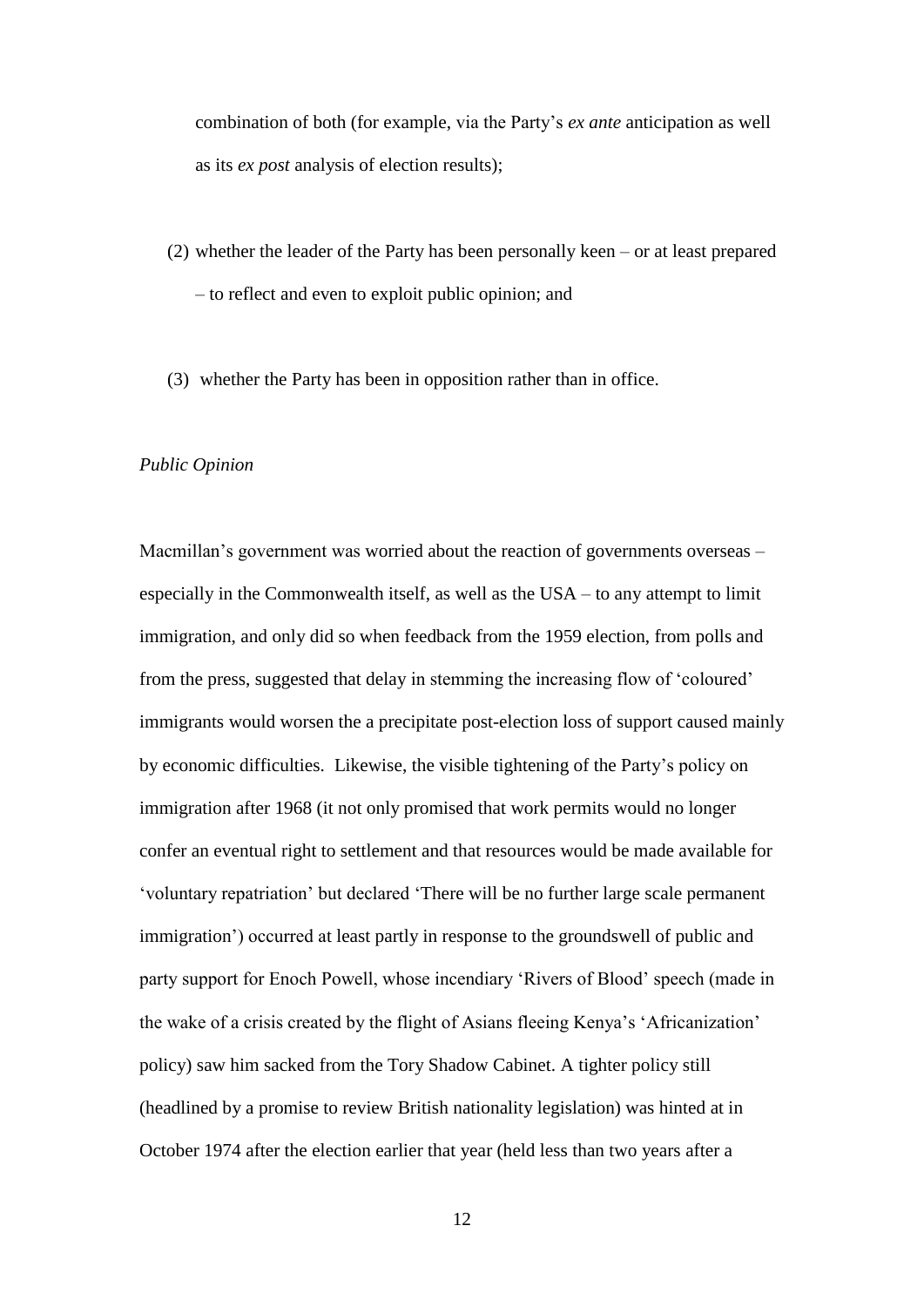combination of both (for example, via the Party's *ex ante* anticipation as well as its *ex post* analysis of election results);

(2) whether the leader of the Party has been personally keen – or at least prepared – to reflect and even to exploit public opinion; and

(3) whether the Party has been in opposition rather than in office.

*Public Opinion*

Macmillan's government was worried about the reaction of governments overseas – especially in the Commonwealth itself, as well as the USA – to any attempt to limit immigration, and only did so when feedback from the 1959 election, from polls and from the press, suggested that delay in stemming the increasing flow of 'coloured' immigrants would worsen the a precipitate post-election loss of support caused mainly by economic difficulties. Likewise, the visible tightening of the Party's policy on immigration after 1968 (it not only promised that work permits would no longer confer an eventual right to settlement and that resources would be made available for 'voluntary repatriation' but declared 'There will be no further large scale permanent immigration') occurred at least partly in response to the groundswell of public and party support for Enoch Powell, whose incendiary 'Rivers of Blood' speech (made in the wake of a crisis created by the flight of Asians fleeing Kenya's 'Africanization' policy) saw him sacked from the Tory Shadow Cabinet. A tighter policy still (headlined by a promise to review British nationality legislation) was hinted at in October 1974 after the election earlier that year (held less than two years after a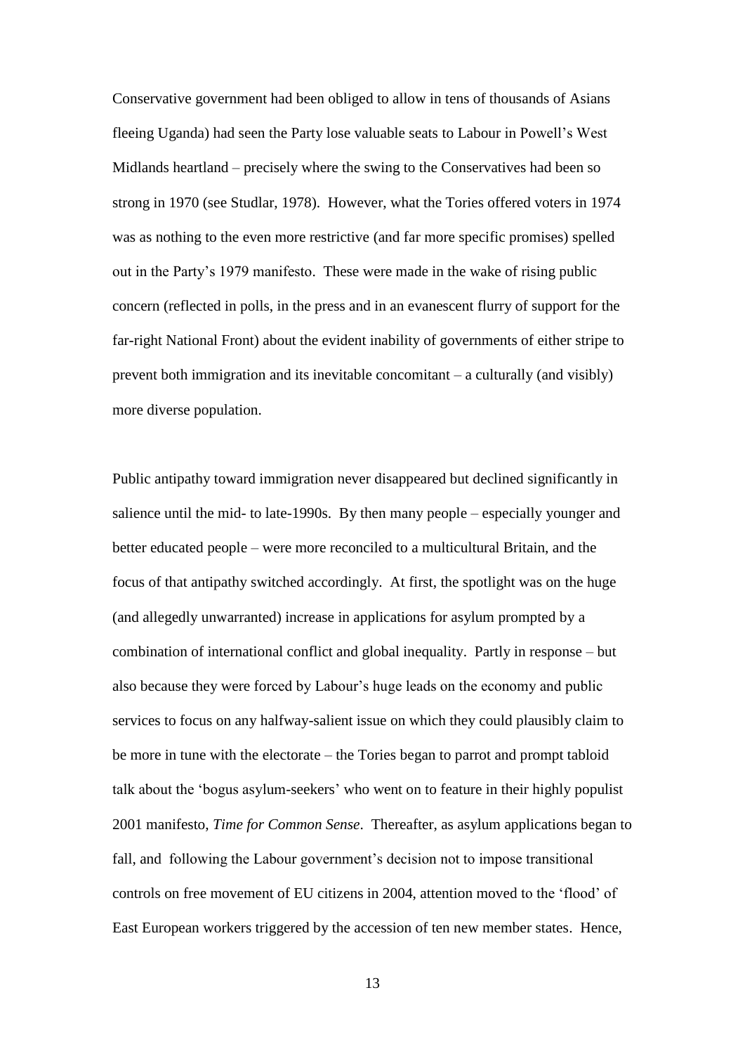Conservative government had been obliged to allow in tens of thousands of Asians fleeing Uganda) had seen the Party lose valuable seats to Labour in Powell's West Midlands heartland – precisely where the swing to the Conservatives had been so strong in 1970 (see Studlar, 1978). However, what the Tories offered voters in 1974 was as nothing to the even more restrictive (and far more specific promises) spelled out in the Party's 1979 manifesto. These were made in the wake of rising public concern (reflected in polls, in the press and in an evanescent flurry of support for the far-right National Front) about the evident inability of governments of either stripe to prevent both immigration and its inevitable concomitant – a culturally (and visibly) more diverse population.

Public antipathy toward immigration never disappeared but declined significantly in salience until the mid- to late-1990s. By then many people – especially younger and better educated people – were more reconciled to a multicultural Britain, and the focus of that antipathy switched accordingly. At first, the spotlight was on the huge (and allegedly unwarranted) increase in applications for asylum prompted by a combination of international conflict and global inequality. Partly in response – but also because they were forced by Labour's huge leads on the economy and public services to focus on any halfway-salient issue on which they could plausibly claim to be more in tune with the electorate – the Tories began to parrot and prompt tabloid talk about the 'bogus asylum-seekers' who went on to feature in their highly populist 2001 manifesto, *Time for Common Sense*. Thereafter, as asylum applications began to fall, and following the Labour government's decision not to impose transitional controls on free movement of EU citizens in 2004, attention moved to the 'flood' of East European workers triggered by the accession of ten new member states. Hence,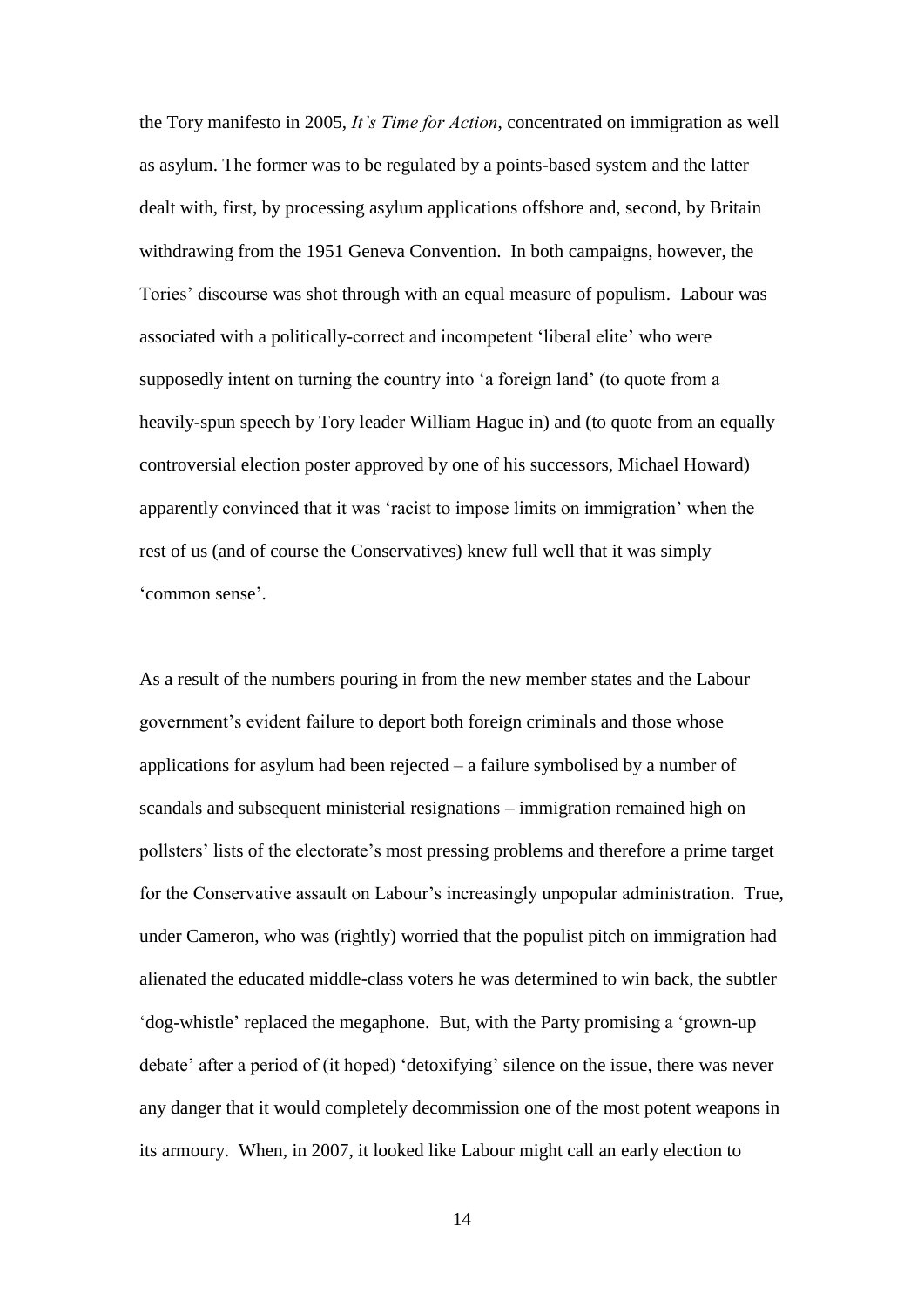the Tory manifesto in 2005, *It's Time for Action*, concentrated on immigration as well as asylum. The former was to be regulated by a points-based system and the latter dealt with, first, by processing asylum applications offshore and, second, by Britain withdrawing from the 1951 Geneva Convention. In both campaigns, however, the Tories' discourse was shot through with an equal measure of populism. Labour was associated with a politically-correct and incompetent 'liberal elite' who were supposedly intent on turning the country into 'a foreign land' (to quote from a heavily-spun speech by Tory leader William Hague in) and (to quote from an equally controversial election poster approved by one of his successors, Michael Howard) apparently convinced that it was 'racist to impose limits on immigration' when the rest of us (and of course the Conservatives) knew full well that it was simply 'common sense'.

As a result of the numbers pouring in from the new member states and the Labour government's evident failure to deport both foreign criminals and those whose applications for asylum had been rejected – a failure symbolised by a number of scandals and subsequent ministerial resignations – immigration remained high on pollsters' lists of the electorate's most pressing problems and therefore a prime target for the Conservative assault on Labour's increasingly unpopular administration. True, under Cameron, who was (rightly) worried that the populist pitch on immigration had alienated the educated middle-class voters he was determined to win back, the subtler 'dog-whistle' replaced the megaphone. But, with the Party promising a 'grown-up debate' after a period of (it hoped) 'detoxifying' silence on the issue, there was never any danger that it would completely decommission one of the most potent weapons in its armoury. When, in 2007, it looked like Labour might call an early election to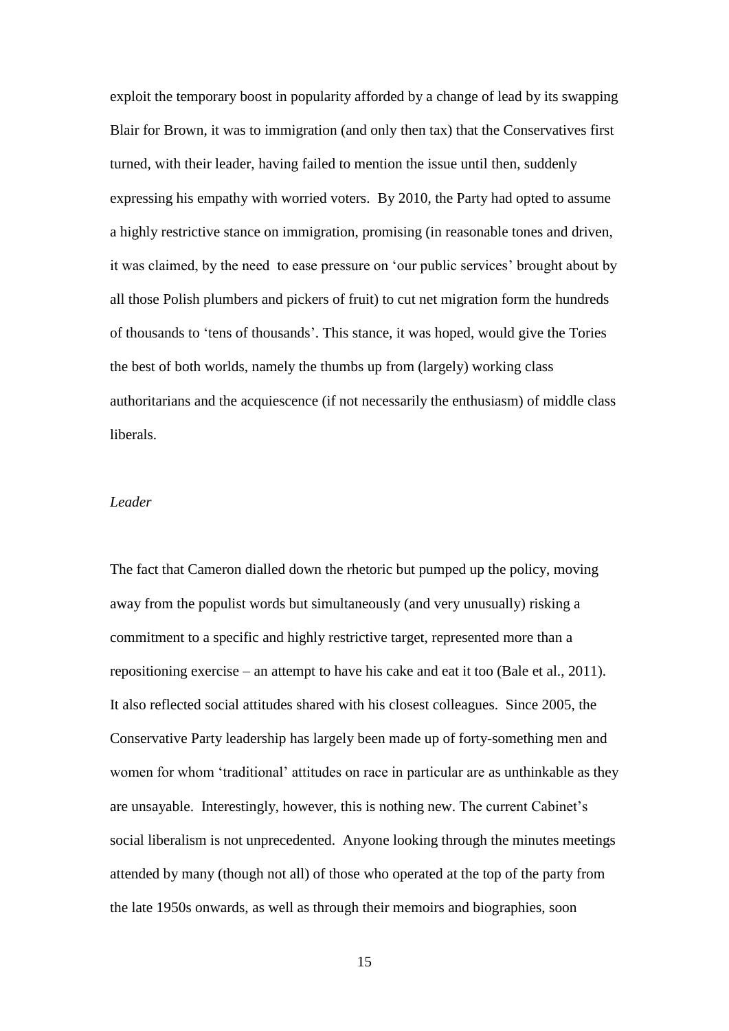exploit the temporary boost in popularity afforded by a change of lead by its swapping Blair for Brown, it was to immigration (and only then tax) that the Conservatives first turned, with their leader, having failed to mention the issue until then, suddenly expressing his empathy with worried voters. By 2010, the Party had opted to assume a highly restrictive stance on immigration, promising (in reasonable tones and driven, it was claimed, by the need to ease pressure on 'our public services' brought about by all those Polish plumbers and pickers of fruit) to cut net migration form the hundreds of thousands to 'tens of thousands'. This stance, it was hoped, would give the Tories the best of both worlds, namely the thumbs up from (largely) working class authoritarians and the acquiescence (if not necessarily the enthusiasm) of middle class liberals.

*Leader*

The fact that Cameron dialled down the rhetoric but pumped up the policy, moving away from the populist words but simultaneously (and very unusually) risking a commitment to a specific and highly restrictive target, represented more than a repositioning exercise – an attempt to have his cake and eat it too (Bale et al., 2011). It also reflected social attitudes shared with his closest colleagues. Since 2005, the Conservative Party leadership has largely been made up of forty-something men and women for whom 'traditional' attitudes on race in particular are as unthinkable as they are unsayable. Interestingly, however, this is nothing new. The current Cabinet's social liberalism is not unprecedented. Anyone looking through the minutes meetings attended by many (though not all) of those who operated at the top of the party from the late 1950s onwards, as well as through their memoirs and biographies, soon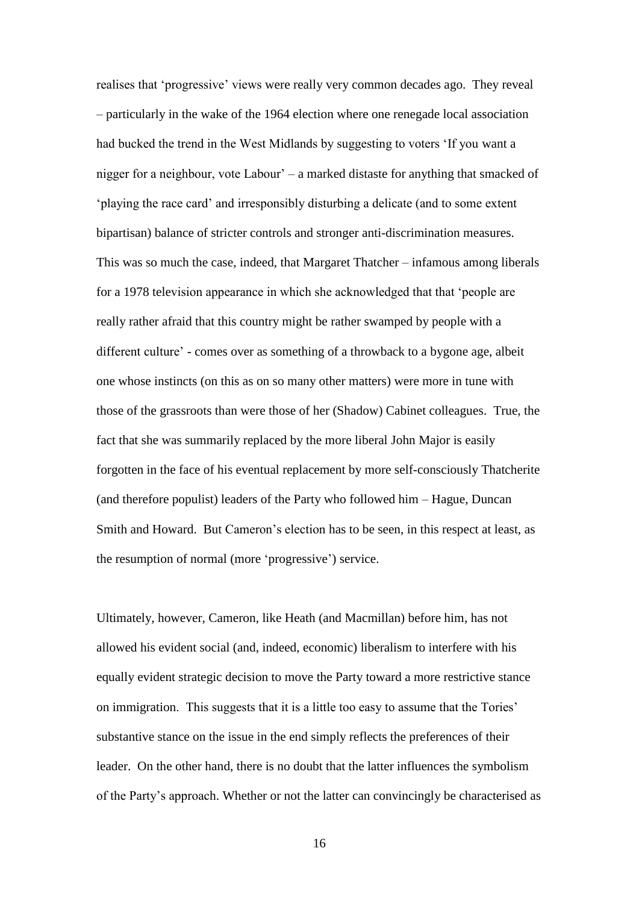realises that 'progressive' views were really very common decades ago. They reveal – particularly in the wake of the 1964 election where one renegade local association had bucked the trend in the West Midlands by suggesting to voters 'If you want a nigger for a neighbour, vote Labour' – a marked distaste for anything that smacked of 'playing the race card' and irresponsibly disturbing a delicate (and to some extent bipartisan) balance of stricter controls and stronger anti-discrimination measures. This was so much the case, indeed, that Margaret Thatcher – infamous among liberals for a 1978 television appearance in which she acknowledged that that 'people are really rather afraid that this country might be rather swamped by people with a different culture' - comes over as something of a throwback to a bygone age, albeit one whose instincts (on this as on so many other matters) were more in tune with those of the grassroots than were those of her (Shadow) Cabinet colleagues. True, the fact that she was summarily replaced by the more liberal John Major is easily forgotten in the face of his eventual replacement by more self-consciously Thatcherite (and therefore populist) leaders of the Party who followed him – Hague, Duncan Smith and Howard. But Cameron's election has to be seen, in this respect at least, as the resumption of normal (more 'progressive') service.

Ultimately, however, Cameron, like Heath (and Macmillan) before him, has not allowed his evident social (and, indeed, economic) liberalism to interfere with his equally evident strategic decision to move the Party toward a more restrictive stance on immigration. This suggests that it is a little too easy to assume that the Tories' substantive stance on the issue in the end simply reflects the preferences of their leader. On the other hand, there is no doubt that the latter influences the symbolism of the Party's approach. Whether or not the latter can convincingly be characterised as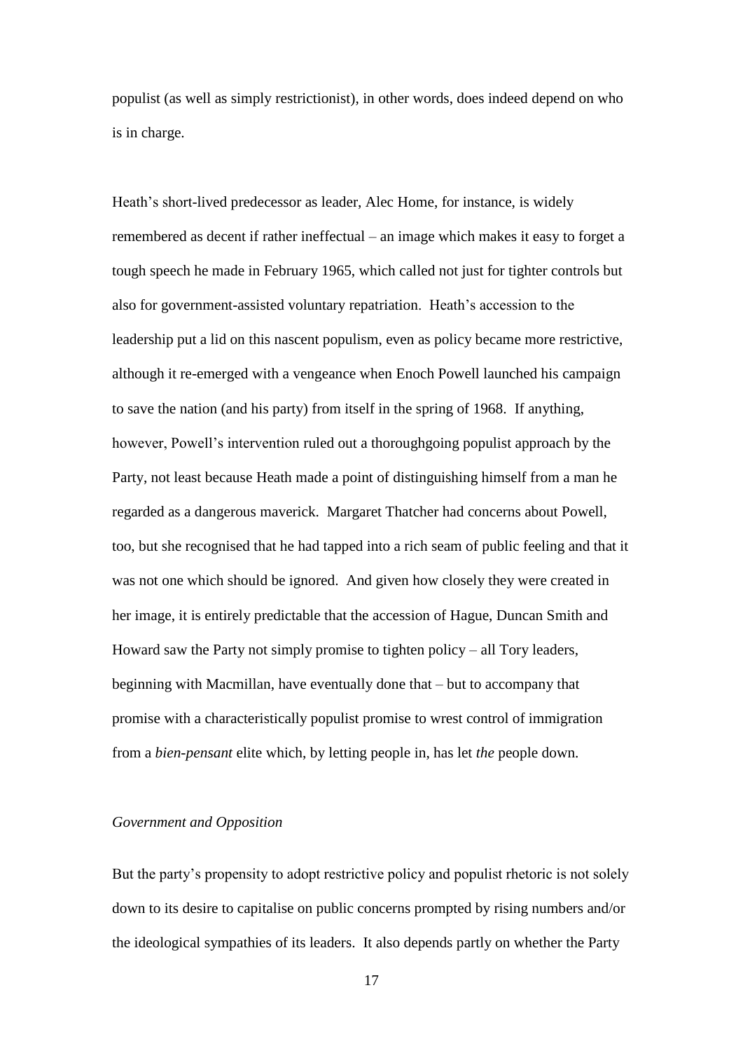populist (as well as simply restrictionist), in other words, does indeed depend on who is in charge.

Heath's short-lived predecessor as leader, Alec Home, for instance, is widely remembered as decent if rather ineffectual – an image which makes it easy to forget a tough speech he made in February 1965, which called not just for tighter controls but also for government-assisted voluntary repatriation. Heath's accession to the leadership put a lid on this nascent populism, even as policy became more restrictive, although it re-emerged with a vengeance when Enoch Powell launched his campaign to save the nation (and his party) from itself in the spring of 1968. If anything, however, Powell's intervention ruled out a thoroughgoing populist approach by the Party, not least because Heath made a point of distinguishing himself from a man he regarded as a dangerous maverick. Margaret Thatcher had concerns about Powell, too, but she recognised that he had tapped into a rich seam of public feeling and that it was not one which should be ignored. And given how closely they were created in her image, it is entirely predictable that the accession of Hague, Duncan Smith and Howard saw the Party not simply promise to tighten policy – all Tory leaders, beginning with Macmillan, have eventually done that – but to accompany that promise with a characteristically populist promise to wrest control of immigration from a *bien-pensant* elite which, by letting people in, has let *the* people down.

### *Government and Opposition*

But the party's propensity to adopt restrictive policy and populist rhetoric is not solely down to its desire to capitalise on public concerns prompted by rising numbers and/or the ideological sympathies of its leaders. It also depends partly on whether the Party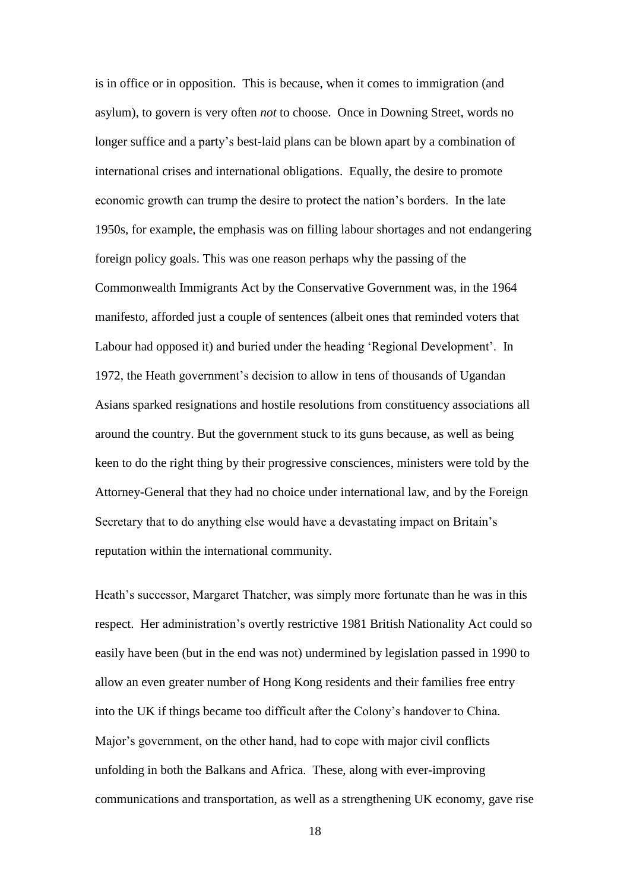is in office or in opposition. This is because, when it comes to immigration (and asylum), to govern is very often *not* to choose. Once in Downing Street, words no longer suffice and a party's best-laid plans can be blown apart by a combination of international crises and international obligations. Equally, the desire to promote economic growth can trump the desire to protect the nation's borders. In the late 1950s, for example, the emphasis was on filling labour shortages and not endangering foreign policy goals. This was one reason perhaps why the passing of the Commonwealth Immigrants Act by the Conservative Government was, in the 1964 manifesto, afforded just a couple of sentences (albeit ones that reminded voters that Labour had opposed it) and buried under the heading 'Regional Development'. In 1972, the Heath government's decision to allow in tens of thousands of Ugandan Asians sparked resignations and hostile resolutions from constituency associations all around the country. But the government stuck to its guns because, as well as being keen to do the right thing by their progressive consciences, ministers were told by the Attorney-General that they had no choice under international law, and by the Foreign Secretary that to do anything else would have a devastating impact on Britain's reputation within the international community.

Heath's successor, Margaret Thatcher, was simply more fortunate than he was in this respect. Her administration's overtly restrictive 1981 British Nationality Act could so easily have been (but in the end was not) undermined by legislation passed in 1990 to allow an even greater number of Hong Kong residents and their families free entry into the UK if things became too difficult after the Colony's handover to China. Major's government, on the other hand, had to cope with major civil conflicts unfolding in both the Balkans and Africa. These, along with ever-improving communications and transportation, as well as a strengthening UK economy, gave rise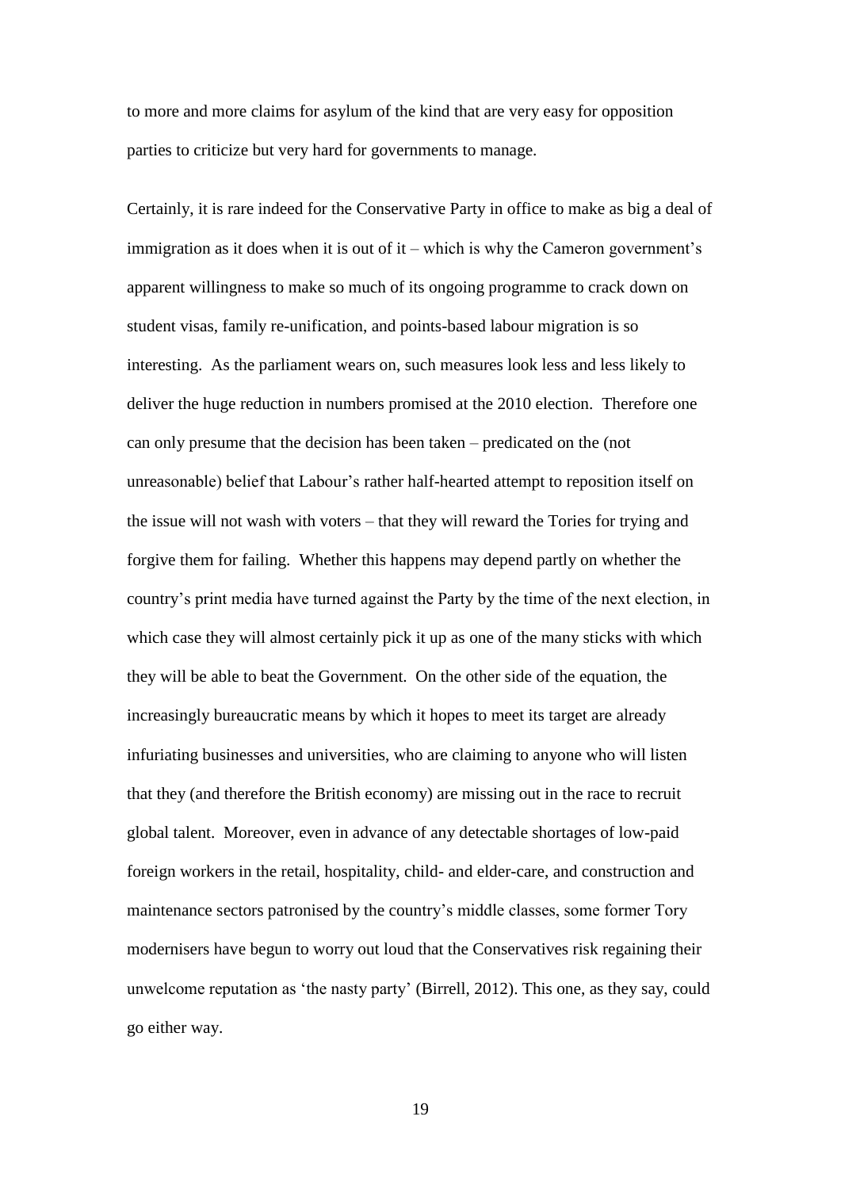to more and more claims for asylum of the kind that are very easy for opposition parties to criticize but very hard for governments to manage.

Certainly, it is rare indeed for the Conservative Party in office to make as big a deal of immigration as it does when it is out of it – which is why the Cameron government's apparent willingness to make so much of its ongoing programme to crack down on student visas, family re-unification, and points-based labour migration is so interesting. As the parliament wears on, such measures look less and less likely to deliver the huge reduction in numbers promised at the 2010 election. Therefore one can only presume that the decision has been taken – predicated on the (not unreasonable) belief that Labour's rather half-hearted attempt to reposition itself on the issue will not wash with voters – that they will reward the Tories for trying and forgive them for failing. Whether this happens may depend partly on whether the country's print media have turned against the Party by the time of the next election, in which case they will almost certainly pick it up as one of the many sticks with which they will be able to beat the Government. On the other side of the equation, the increasingly bureaucratic means by which it hopes to meet its target are already infuriating businesses and universities, who are claiming to anyone who will listen that they (and therefore the British economy) are missing out in the race to recruit global talent. Moreover, even in advance of any detectable shortages of low-paid foreign workers in the retail, hospitality, child- and elder-care, and construction and maintenance sectors patronised by the country's middle classes, some former Tory modernisers have begun to worry out loud that the Conservatives risk regaining their unwelcome reputation as 'the nasty party' (Birrell, 2012). This one, as they say, could go either way.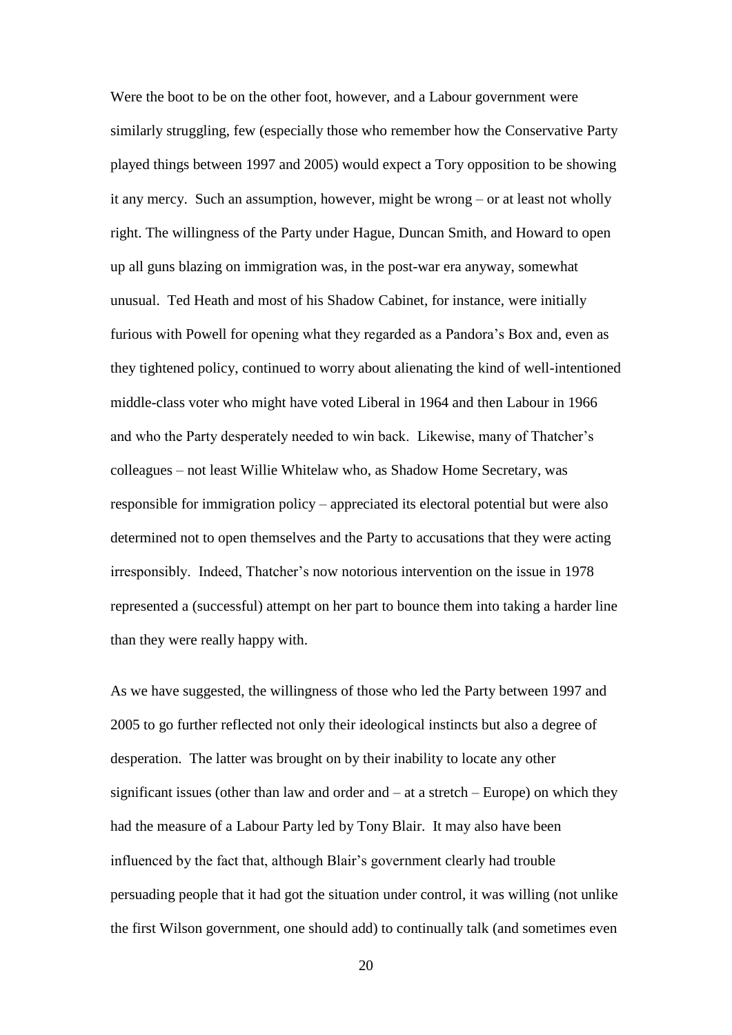Were the boot to be on the other foot, however, and a Labour government were similarly struggling, few (especially those who remember how the Conservative Party played things between 1997 and 2005) would expect a Tory opposition to be showing it any mercy. Such an assumption, however, might be wrong – or at least not wholly right. The willingness of the Party under Hague, Duncan Smith, and Howard to open up all guns blazing on immigration was, in the post-war era anyway, somewhat unusual. Ted Heath and most of his Shadow Cabinet, for instance, were initially furious with Powell for opening what they regarded as a Pandora's Box and, even as they tightened policy, continued to worry about alienating the kind of well-intentioned middle-class voter who might have voted Liberal in 1964 and then Labour in 1966 and who the Party desperately needed to win back. Likewise, many of Thatcher's colleagues – not least Willie Whitelaw who, as Shadow Home Secretary, was responsible for immigration policy – appreciated its electoral potential but were also determined not to open themselves and the Party to accusations that they were acting irresponsibly. Indeed, Thatcher's now notorious intervention on the issue in 1978 represented a (successful) attempt on her part to bounce them into taking a harder line than they were really happy with.

As we have suggested, the willingness of those who led the Party between 1997 and 2005 to go further reflected not only their ideological instincts but also a degree of desperation. The latter was brought on by their inability to locate any other significant issues (other than law and order and – at a stretch – Europe) on which they had the measure of a Labour Party led by Tony Blair. It may also have been influenced by the fact that, although Blair's government clearly had trouble persuading people that it had got the situation under control, it was willing (not unlike the first Wilson government, one should add) to continually talk (and sometimes even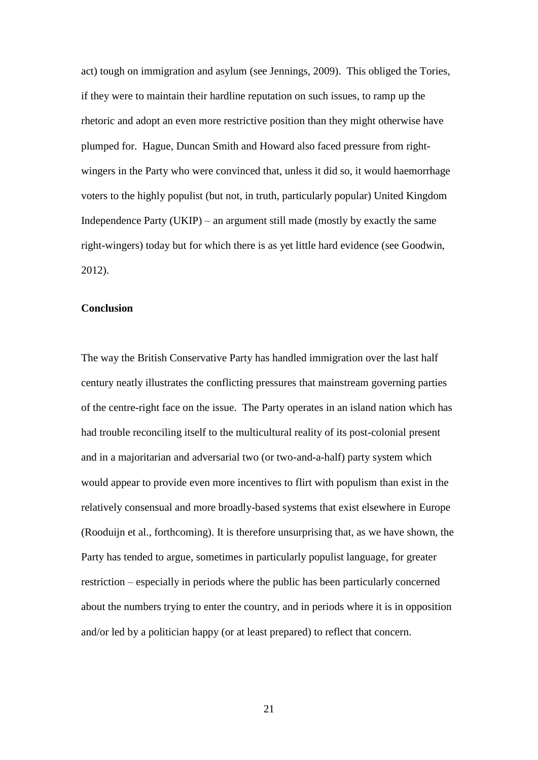act) tough on immigration and asylum (see Jennings, 2009). This obliged the Tories, if they were to maintain their hardline reputation on such issues, to ramp up the rhetoric and adopt an even more restrictive position than they might otherwise have plumped for. Hague, Duncan Smith and Howard also faced pressure from right-wingers in the Party who were convinced that, unless it did so, it would haemorrhage voters to the highly populist (but not, in truth, particularly popular) United Kingdom Independence Party (UKIP) – an argument still made (mostly by exactly the same right-wingers) today but for which there is as yet little hard evidence (see Goodwin, 2012).

## Conclusion

The way the British Conservative Party has handled immigration over the last half century neatly illustrates the conflicting pressures that mainstream governing parties of the centre-right face on the issue. The Party operates in an island nation which has had trouble reconciling itself to the multicultural reality of its post-colonial present and in a majoritarian and adversarial two (or two-and-a-half) party system which would appear to provide even more incentives to flirt with populism than exist in the relatively consensual and more broadly-based systems that exist elsewhere in Europe (Rooduijn et al., forthcoming). It is therefore unsurprising that, as we have shown, the Party has tended to argue, sometimes in particularly populist language, for greater restriction – especially in periods where the public has been particularly concerned about the numbers trying to enter the country, and in periods where it is in opposition and/or led by a politician happy (or at least prepared) to reflect that concern.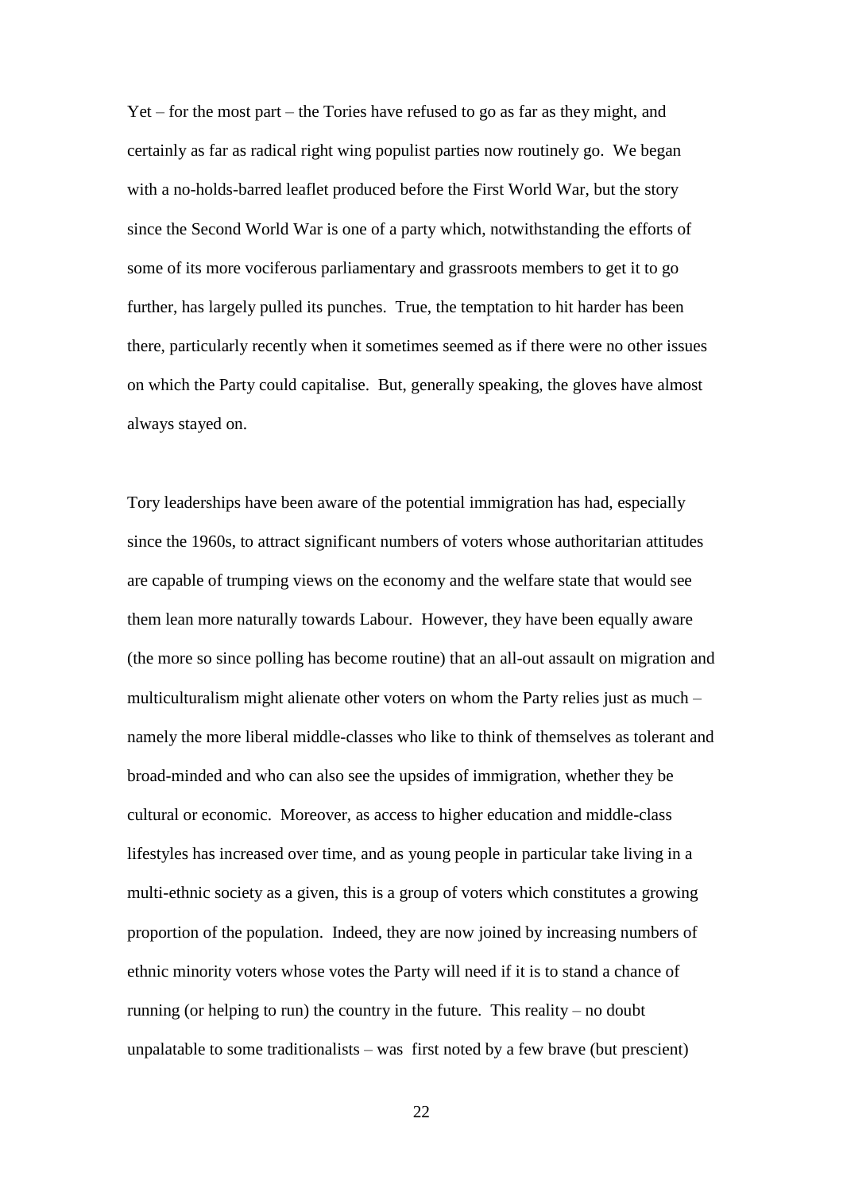Yet – for the most part – the Tories have refused to go as far as they might, and certainly as far as radical right wing populist parties now routinely go. We began with a no-holds-barred leaflet produced before the First World War, but the story since the Second World War is one of a party which, notwithstanding the efforts of some of its more vociferous parliamentary and grassroots members to get it to go further, has largely pulled its punches. True, the temptation to hit harder has been there, particularly recently when it sometimes seemed as if there were no other issues on which the Party could capitalise. But, generally speaking, the gloves have almost always stayed on.

Tory leaderships have been aware of the potential immigration has had, especially since the 1960s, to attract significant numbers of voters whose authoritarian attitudes are capable of trumping views on the economy and the welfare state that would see them lean more naturally towards Labour. However, they have been equally aware (the more so since polling has become routine) that an all-out assault on migration and multiculturalism might alienate other voters on whom the Party relies just as much – namely the more liberal middle-classes who like to think of themselves as tolerant and broad-minded and who can also see the upsides of immigration, whether they be cultural or economic. Moreover, as access to higher education and middle-class lifestyles has increased over time, and as young people in particular take living in a multi-ethnic society as a given, this is a group of voters which constitutes a growing proportion of the population. Indeed, they are now joined by increasing numbers of ethnic minority voters whose votes the Party will need if it is to stand a chance of running (or helping to run) the country in the future. This reality – no doubt unpalatable to some traditionalists – was first noted by a few brave (but prescient)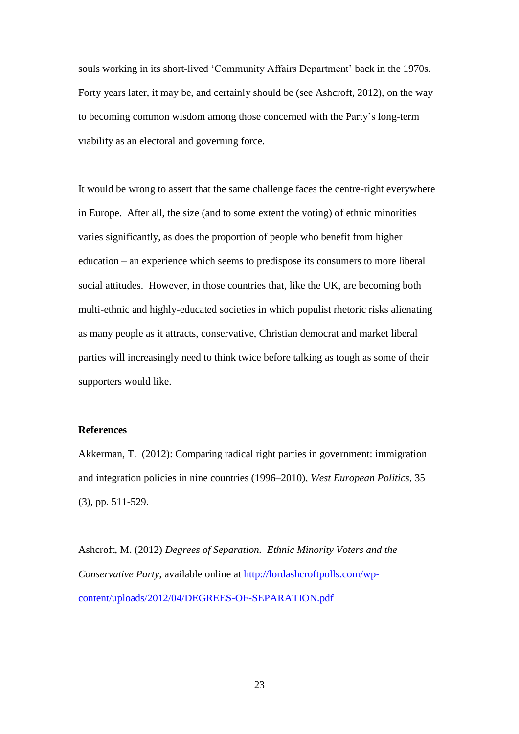souls working in its short-lived 'Community Affairs Department' back in the 1970s. Forty years later, it may be, and certainly should be (see Ashcroft, 2012), on the way to becoming common wisdom among those concerned with the Party's long-term viability as an electoral and governing force.

It would be wrong to assert that the same challenge faces the centre-right everywhere in Europe. After all, the size (and to some extent the voting) of ethnic minorities varies significantly, as does the proportion of people who benefit from higher education – an experience which seems to predispose its consumers to more liberal social attitudes. However, in those countries that, like the UK, are becoming both multi-ethnic and highly-educated societies in which populist rhetoric risks alienating as many people as it attracts, conservative, Christian democrat and market liberal parties will increasingly need to think twice before talking as tough as some of their supporters would like.

**References**

Akkerman, T. (2012): Comparing radical right parties in government: immigration and integration policies in nine countries (1996–2010), *West European Politics*, 35 (3), pp. 511-529.

Ashcroft, M. (2012) *Degrees of Separation. Ethnic Minority Voters and the Conservative Party*, available online at [http://lordashcroftpolls.com/wp-content/uploads/2012/04/DEGREES-OF-SEPARATION.pdf](http://lordashcroftpolls.com/wp-content/uploads/2012/04/DEGREES-OF-SEPARATION.pdf)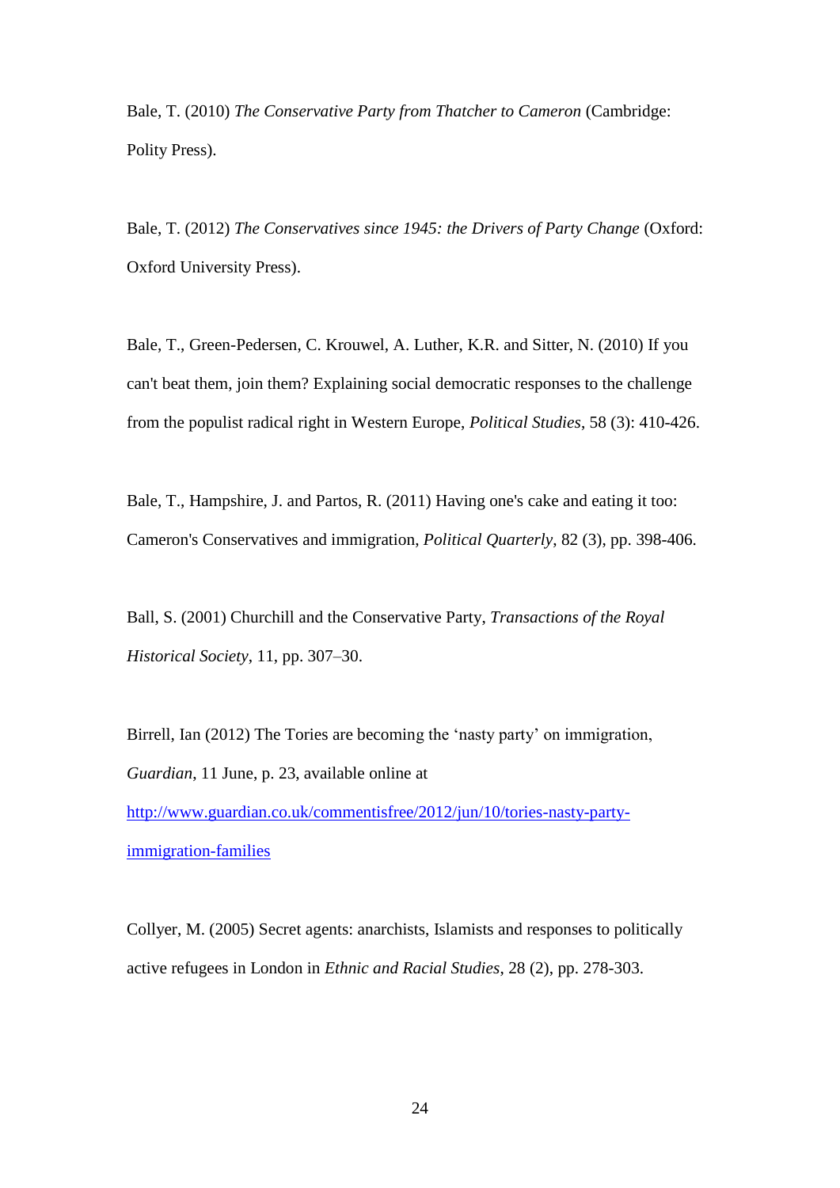Bale, T. (2010) *The Conservative Party from Thatcher to Cameron* (Cambridge: Polity Press).

Bale, T. (2012) *The Conservatives since 1945: the Drivers of Party Change* (Oxford: Oxford University Press).

Bale, T., Green-Pedersen, C. Krouwel, A. Luther, K.R. and Sitter, N. (2010) If you can't beat them, join them? Explaining social democratic responses to the challenge from the populist radical right in Western Europe, *Political Studies*, 58 (3): 410-426.

Bale, T., Hampshire, J. and Partos, R. (2011) Having one's cake and eating it too: Cameron's Conservatives and immigration, *Political Quarterly*, 82 (3), pp. 398-406.

Ball, S. (2001) Churchill and the Conservative Party, *Transactions of the Royal Historical Society*, 11, pp. 307–30.

Birrell, Ian (2012) The Tories are becoming the 'nasty party' on immigration, *Guardian*, 11 June, p. 23, available online at http://www.guardian.co.uk/commentisfree/2012/jun/10/tories-nasty-party-immigration-families

Collyer, M. (2005) Secret agents: anarchists, Islamists and responses to politically active refugees in London in *Ethnic and Racial Studies*, 28 (2), pp. 278-303.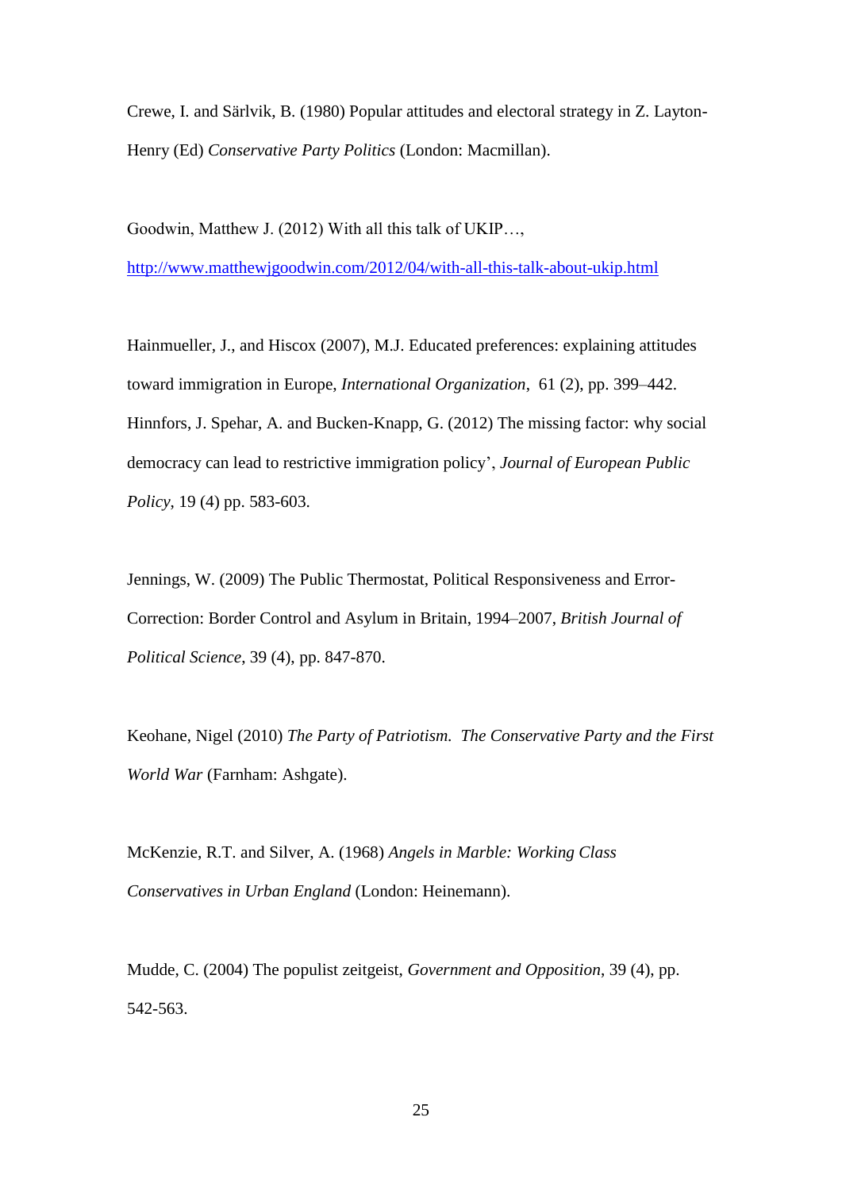Crewe, I. and Särlvik, B. (1980) Popular attitudes and electoral strategy in Z. Layton-Henry (Ed) *Conservative Party Politics* (London: Macmillan).

Goodwin, Matthew J. (2012) With all this talk of UKIP…, http://www.matthewjgoodwin.com/2012/04/with-all-this-talk-about-ukip.html

Hainmueller, J., and Hiscox (2007), M.J. Educated preferences: explaining attitudes toward immigration in Europe, *International Organization*, 61 (2), pp. 399–442.
Hinnfors, J. Spehar, A. and Bucken-Knapp, G. (2012) The missing factor: why social democracy can lead to restrictive immigration policy', *Journal of European Public Policy*, 19 (4) pp. 583-603.

Jennings, W. (2009) The Public Thermostat, Political Responsiveness and Error-Correction: Border Control and Asylum in Britain, 1994–2007, *British Journal of Political Science*, 39 (4), pp. 847-870.

Keohane, Nigel (2010) *The Party of Patriotism. The Conservative Party and the First World War* (Farnham: Ashgate).

McKenzie, R.T. and Silver, A. (1968) *Angels in Marble: Working Class Conservatives in Urban England* (London: Heinemann).

Mudde, C. (2004) The populist zeitgeist, *Government and Opposition*, 39 (4), pp. 542-563.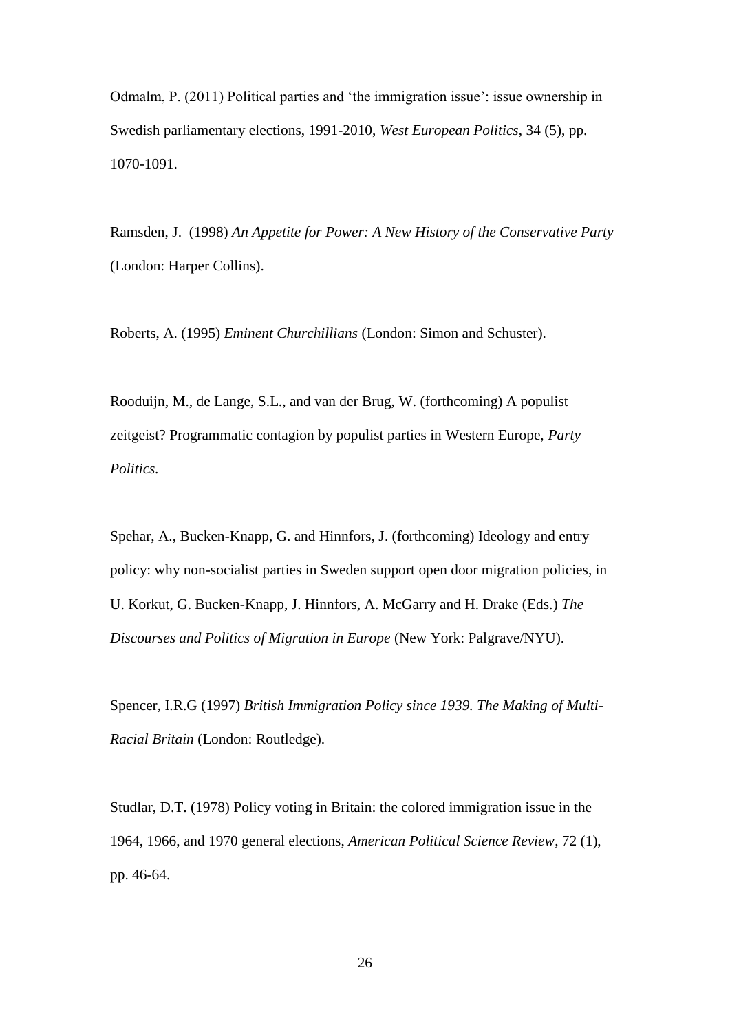Odmalm, P. (2011) Political parties and 'the immigration issue': issue ownership in Swedish parliamentary elections, 1991-2010, *West European Politics*, 34 (5), pp. 1070-1091.

Ramsden, J. (1998) *An Appetite for Power: A New History of the Conservative Party* (London: Harper Collins).

Roberts, A. (1995) *Eminent Churchillians* (London: Simon and Schuster).

Rooduijn, M., de Lange, S.L., and van der Brug, W. (forthcoming) A populist zeitgeist? Programmatic contagion by populist parties in Western Europe, *Party Politics.*

Spehar, A., Bucken-Knapp, G. and Hinnfors, J. (forthcoming) Ideology and entry policy: why non-socialist parties in Sweden support open door migration policies, in U. Korkut, G. Bucken-Knapp, J. Hinnfors, A. McGarry and H. Drake (Eds.) *The Discourses and Politics of Migration in Europe* (New York: Palgrave/NYU).

Spencer, I.R.G (1997) *British Immigration Policy since 1939. The Making of Multi-Racial Britain* (London: Routledge).

Studlar, D.T. (1978) Policy voting in Britain: the colored immigration issue in the 1964, 1966, and 1970 general elections, *American Political Science Review*, 72 (1), pp. 46-64.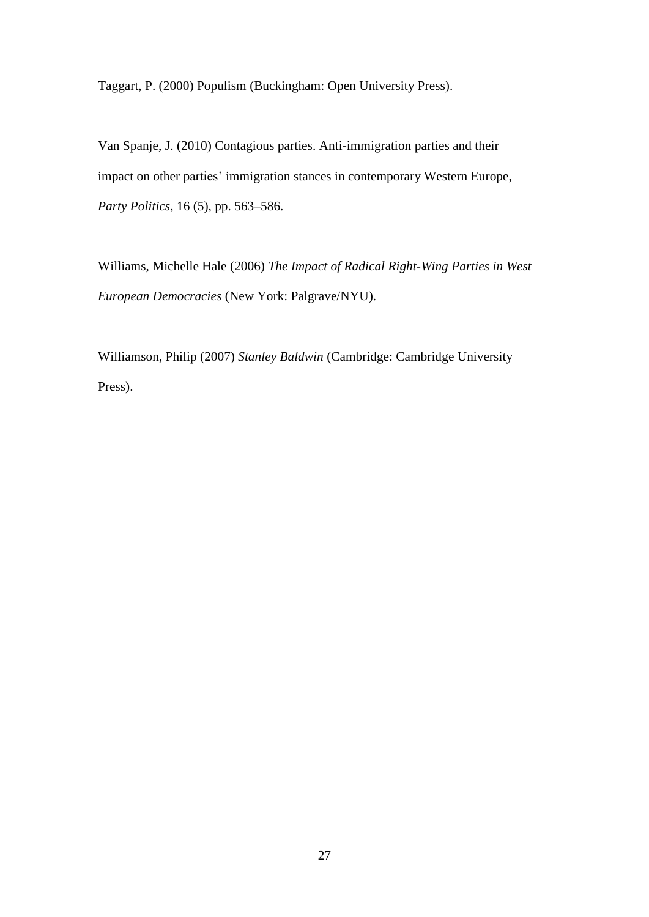Taggart, P. (2000) Populism (Buckingham: Open University Press).

Van Spanje, J. (2010) Contagious parties. Anti-immigration parties and their impact on other parties' immigration stances in contemporary Western Europe, *Party Politics*, 16 (5), pp. 563–586.

Williams, Michelle Hale (2006) *The Impact of Radical Right-Wing Parties in West European Democracies* (New York: Palgrave/NYU).

Williamson, Philip (2007) *Stanley Baldwin* (Cambridge: Cambridge University Press).